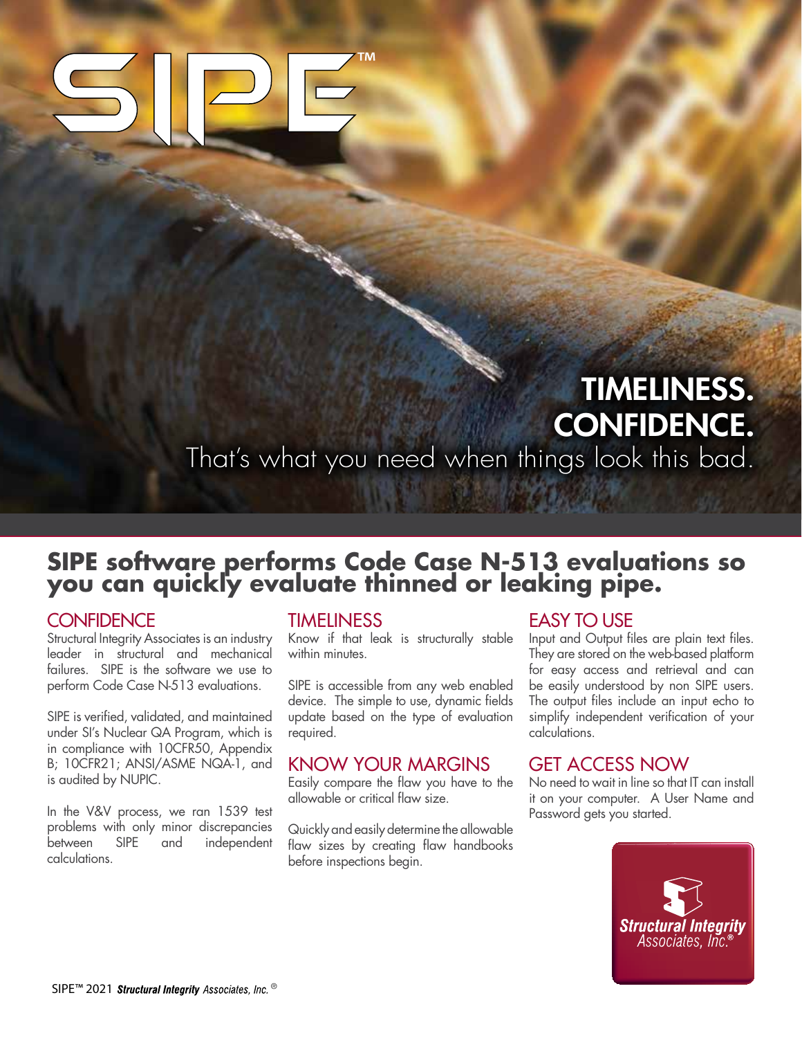# SIPE™

**TIMELINESS.**
**CONFIDENCE.**
That's what you need when things look this bad.

## SIPE software performs Code Case N-513 evaluations so you can quickly evaluate thinned or leaking pipe.

### CONFIDENCE

Structural Integrity Associates is an industry leader in structural and mechanical failures. SIPE is the software we use to perform Code Case N-513 evaluations.

SIPE is verified, validated, and maintained under SI's Nuclear QA Program, which is in compliance with 10CFR50, Appendix B; 10CFR21; ANSI/ASME NQA-1, and is audited by NUPIC.

In the V&V process, we ran 1539 test problems with only minor discrepancies between SIPE and independent calculations.

### TIMELINESS

Know if that leak is structurally stable within minutes.

SIPE is accessible from any web enabled device. The simple to use, dynamic fields update based on the type of evaluation required.

### KNOW YOUR MARGINS

Easily compare the flaw you have to the allowable or critical flaw size.

Quickly and easily determine the allowable flaw sizes by creating flaw handbooks before inspections begin.

### EASY TO USE

Input and Output files are plain text files. They are stored on the web-based platform for easy access and retrieval and can be easily understood by non SIPE users. The output files include an input echo to simplify independent verification of your calculations.

### GET ACCESS NOW

No need to wait in line so that IT can install it on your computer. A User Name and Password gets you started.

**Structural Integrity** Associates, Inc.®

SIPE™ 2021 ***Structural Integrity*** *Associates, Inc.* ®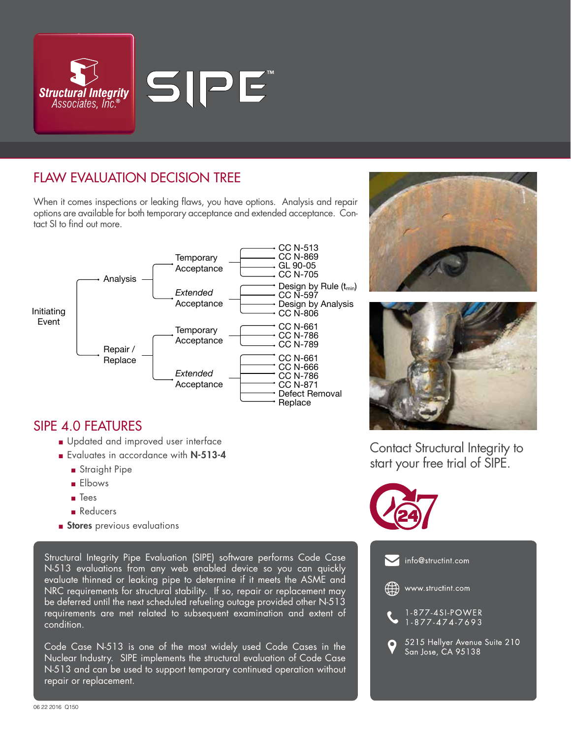# SIPE™

Structural Integrity Associates, Inc.®

## FLAW EVALUATION DECISION TREE

When it comes inspections or leaking flaws, you have options. Analysis and repair options are available for both temporary acceptance and extended acceptance. Contact SI to find out more.

- Initiating Event
  - Analysis
    - Temporary Acceptance
      - CC N-513
      - CC N-869
      - GL 90-05
      - CC N-705
    - *Extended* Acceptance
      - Design by Rule ($t_{min}$)
      - CC N-597
      - Design by Analysis
      - CC N-806
  - Repair / Replace
    - Temporary Acceptance
      - CC N-661
      - CC N-786
      - CC N-789
    - *Extended* Acceptance
      - CC N-661
      - CC N-666
      - CC N-786
      - CC N-871
      - Defect Removal
      - Replace

## SIPE 4.0 FEATURES

- Updated and improved user interface
- Evaluates in accordance with **N-513-4**
  - Straight Pipe
  - Elbows
  - Tees
  - Reducers
- **Stores** previous evaluations

Structural Integrity Pipe Evaluation (SIPE) software performs Code Case N-513 evaluations from any web enabled device so you can quickly evaluate thinned or leaking pipe to determine if it meets the ASME and NRC requirements for structural stability. If so, repair or replacement may be deferred until the next scheduled refueling outage provided other N-513 requirements are met related to subsequent examination and extent of condition.

Code Case N-513 is one of the most widely used Code Cases in the Nuclear Industry. SIPE implements the structural evaluation of Code Case N-513 and can be used to support temporary continued operation without repair or replacement.

Contact Structural Integrity to start your free trial of SIPE.

24/7

info@structint.com

www.structint.com

1-877-4SI-POWER
1-877-474-7693

5215 Hellyer Avenue Suite 210
San Jose, CA 95138

06 22 2016 Q150